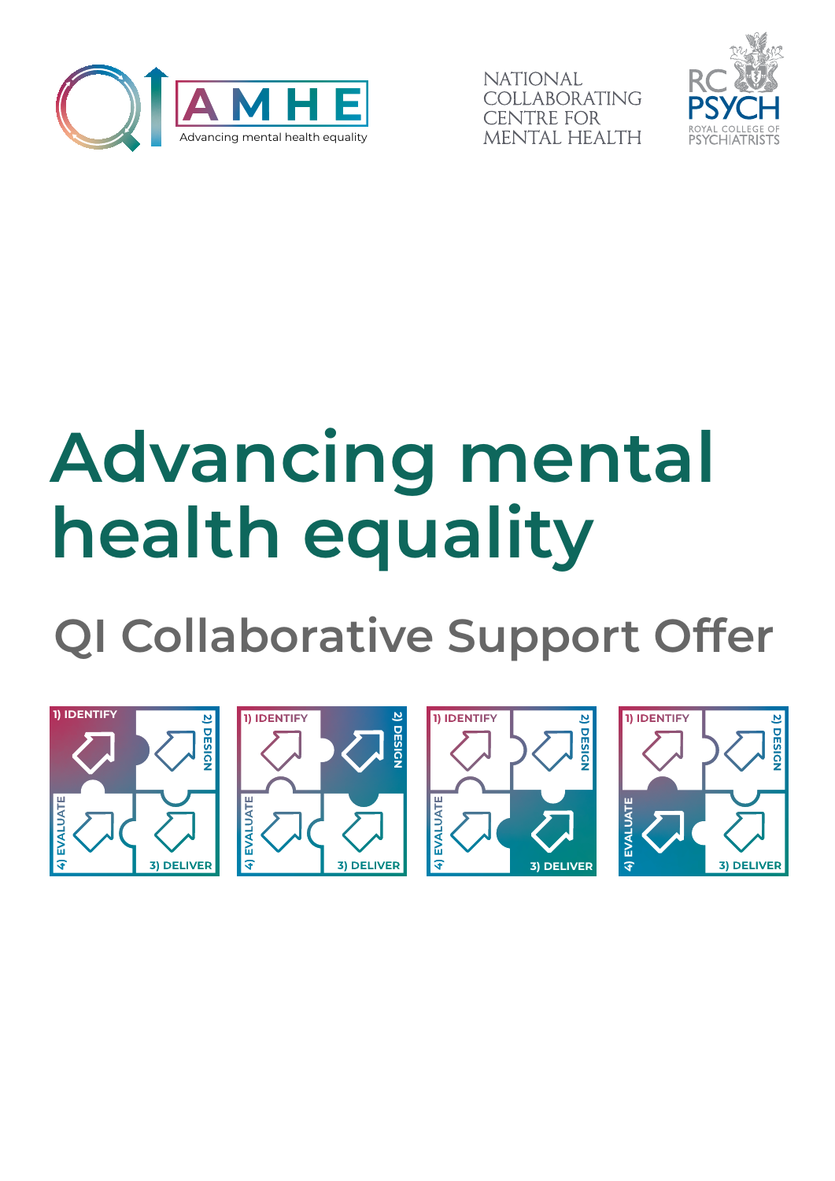AMHE Advancing mental health equality

NATIONAL COLLABORATING CENTRE FOR MENTAL HEALTH

RC PSYCH ROYAL COLLEGE OF PSYCHIATRISTS

# Advancing mental health equality

## QI Collaborative Support Offer

1) IDENTIFY 2) DESIGN 3) DELIVER 4) EVALUATE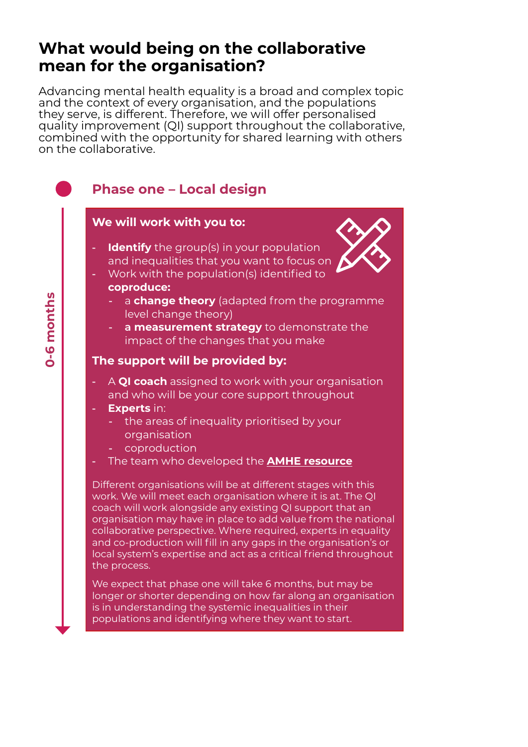# What would being on the collaborative mean for the organisation?

Advancing mental health equality is a broad and complex topic and the context of every organisation, and the populations they serve, is different. Therefore, we will offer personalised quality improvement (QI) support throughout the collaborative, combined with the opportunity for shared learning with others on the collaborative.

## Phase one – Local design

0-6 months

### We will work with you to:

- **Identify** the group(s) in your population and inequalities that you want to focus on
- Work with the population(s) identified to **coproduce:**
  - a **change theory** (adapted from the programme level change theory)
  - **a measurement strategy** to demonstrate the impact of the changes that you make

### The support will be provided by:

- A **QI coach** assigned to work with your organisation and who will be your core support throughout
- **Experts** in:
  - the areas of inequality prioritised by your organisation
  - coproduction
- The team who developed the **AMHE resource**

Different organisations will be at different stages with this work. We will meet each organisation where it is at. The QI coach will work alongside any existing QI support that an organisation may have in place to add value from the national collaborative perspective. Where required, experts in equality and co-production will fill in any gaps in the organisation's or local system's expertise and act as a critical friend throughout the process.

We expect that phase one will take 6 months, but may be longer or shorter depending on how far along an organisation is in understanding the systemic inequalities in their populations and identifying where they want to start.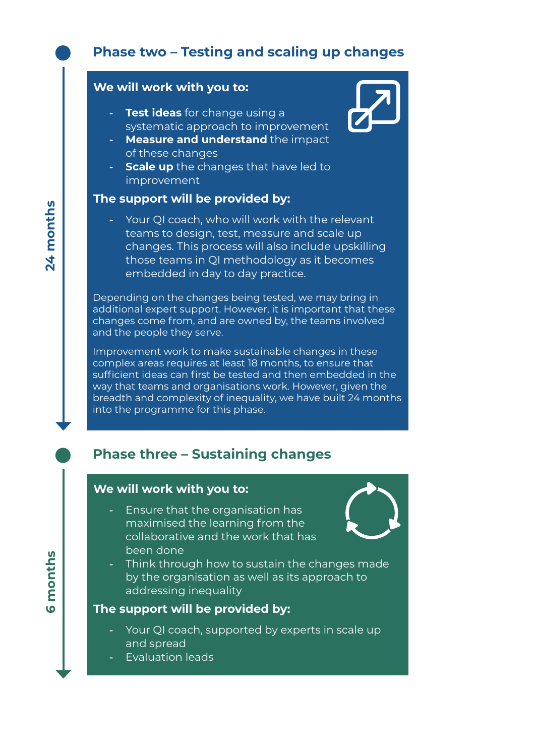## Phase two – Testing and scaling up changes

**24 months**

**We will work with you to:**

- **Test ideas** for change using a systematic approach to improvement
- **Measure and understand** the impact of these changes
- **Scale up** the changes that have led to improvement

**The support will be provided by:**

- Your QI coach, who will work with the relevant teams to design, test, measure and scale up changes. This process will also include upskilling those teams in QI methodology as it becomes embedded in day to day practice.

Depending on the changes being tested, we may bring in additional expert support. However, it is important that these changes come from, and are owned by, the teams involved and the people they serve.

Improvement work to make sustainable changes in these complex areas requires at least 18 months, to ensure that sufficient ideas can first be tested and then embedded in the way that teams and organisations work. However, given the breadth and complexity of inequality, we have built 24 months into the programme for this phase.

## Phase three – Sustaining changes

**6 months**

**We will work with you to:**

- Ensure that the organisation has maximised the learning from the collaborative and the work that has been done
- Think through how to sustain the changes made by the organisation as well as its approach to addressing inequality

**The support will be provided by:**

- Your QI coach, supported by experts in scale up and spread
- Evaluation leads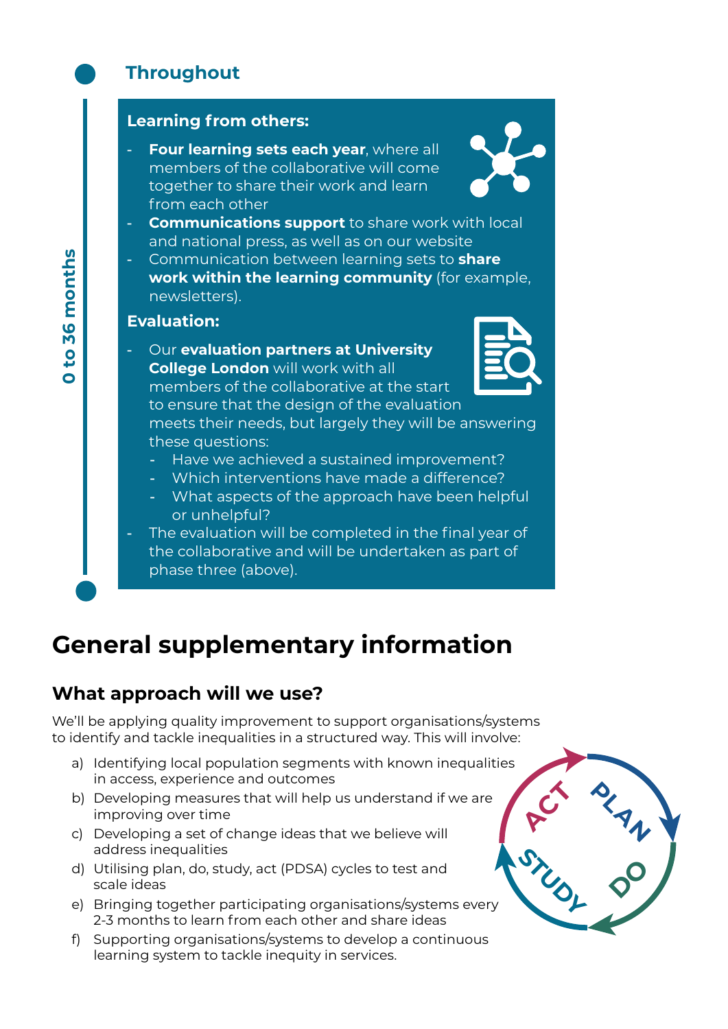## Throughout

0 to 36 months

**Learning from others:**

- **Four learning sets each year**, where all members of the collaborative will come together to share their work and learn from each other
- **Communications support** to share work with local and national press, as well as on our website
- Communication between learning sets to **share work within the learning community** (for example, newsletters).

**Evaluation:**

- Our **evaluation partners at University College London** will work with all members of the collaborative at the start to ensure that the design of the evaluation meets their needs, but largely they will be answering these questions:
  - Have we achieved a sustained improvement?
  - Which interventions have made a difference?
  - What aspects of the approach have been helpful or unhelpful?
- The evaluation will be completed in the final year of the collaborative and will be undertaken as part of phase three (above).

# General supplementary information

## What approach will we use?

We'll be applying quality improvement to support organisations/systems to identify and tackle inequalities in a structured way. This will involve:

a) Identifying local population segments with known inequalities in access, experience and outcomes
b) Developing measures that will help us understand if we are improving over time
c) Developing a set of change ideas that we believe will address inequalities
d) Utilising plan, do, study, act (PDSA) cycles to test and scale ideas
e) Bringing together participating organisations/systems every 2-3 months to learn from each other and share ideas
f) Supporting organisations/systems to develop a continuous learning system to tackle inequity in services.

PLAN → DO → STUDY → ACT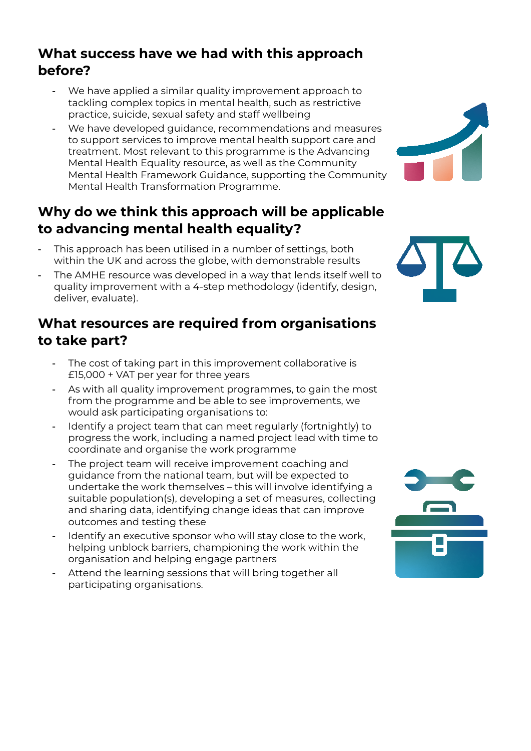## What success have we had with this approach before?

- We have applied a similar quality improvement approach to tackling complex topics in mental health, such as restrictive practice, suicide, sexual safety and staff wellbeing
- We have developed guidance, recommendations and measures to support services to improve mental health support care and treatment. Most relevant to this programme is the Advancing Mental Health Equality resource, as well as the Community Mental Health Framework Guidance, supporting the Community Mental Health Transformation Programme.

## Why do we think this approach will be applicable to advancing mental health equality?

- This approach has been utilised in a number of settings, both within the UK and across the globe, with demonstrable results
- The AMHE resource was developed in a way that lends itself well to quality improvement with a 4-step methodology (identify, design, deliver, evaluate).

## What resources are required from organisations to take part?

- The cost of taking part in this improvement collaborative is £15,000 + VAT per year for three years
- As with all quality improvement programmes, to gain the most from the programme and be able to see improvements, we would ask participating organisations to:
- Identify a project team that can meet regularly (fortnightly) to progress the work, including a named project lead with time to coordinate and organise the work programme
- The project team will receive improvement coaching and guidance from the national team, but will be expected to undertake the work themselves – this will involve identifying a suitable population(s), developing a set of measures, collecting and sharing data, identifying change ideas that can improve outcomes and testing these
- Identify an executive sponsor who will stay close to the work, helping unblock barriers, championing the work within the organisation and helping engage partners
- Attend the learning sessions that will bring together all participating organisations.